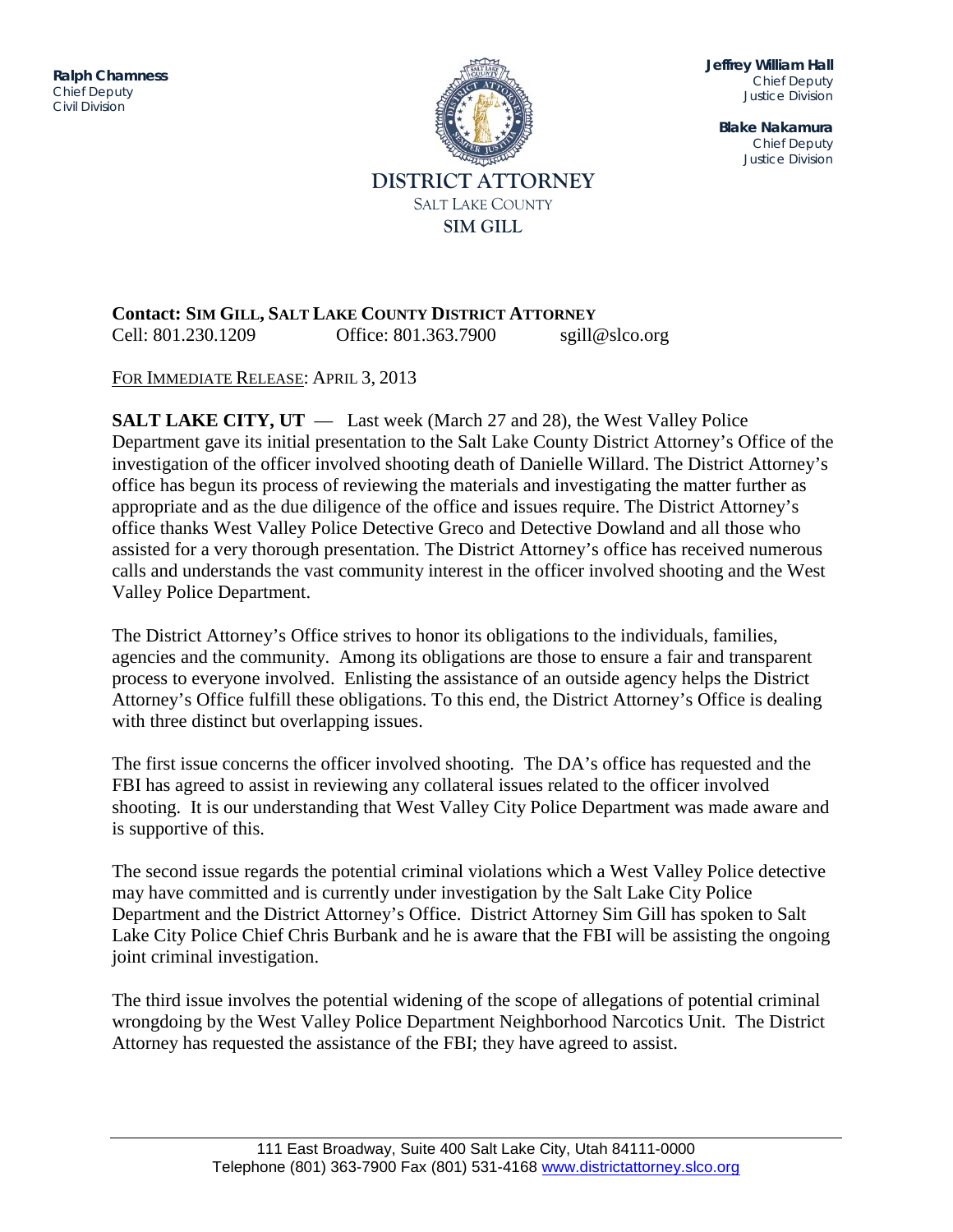**Ralph Chamness**
Chief Deputy
Civil Division

**Jeffrey William Hall**
Chief Deputy
Justice Division

**Blake Nakamura**
Chief Deputy
Justice Division

# DISTRICT ATTORNEY
SALT LAKE COUNTY
**SIM GILL**

**Contact: SIM GILL, SALT LAKE COUNTY DISTRICT ATTORNEY**
Cell: 801.230.1209 Office: 801.363.7900 sgill@slco.org

FOR IMMEDIATE RELEASE: APRIL 3, 2013

**SALT LAKE CITY, UT** — Last week (March 27 and 28), the West Valley Police Department gave its initial presentation to the Salt Lake County District Attorney's Office of the investigation of the officer involved shooting death of Danielle Willard. The District Attorney's office has begun its process of reviewing the materials and investigating the matter further as appropriate and as the due diligence of the office and issues require. The District Attorney's office thanks West Valley Police Detective Greco and Detective Dowland and all those who assisted for a very thorough presentation. The District Attorney's office has received numerous calls and understands the vast community interest in the officer involved shooting and the West Valley Police Department.

The District Attorney's Office strives to honor its obligations to the individuals, families, agencies and the community. Among its obligations are those to ensure a fair and transparent process to everyone involved. Enlisting the assistance of an outside agency helps the District Attorney's Office fulfill these obligations. To this end, the District Attorney's Office is dealing with three distinct but overlapping issues.

The first issue concerns the officer involved shooting. The DA's office has requested and the FBI has agreed to assist in reviewing any collateral issues related to the officer involved shooting. It is our understanding that West Valley City Police Department was made aware and is supportive of this.

The second issue regards the potential criminal violations which a West Valley Police detective may have committed and is currently under investigation by the Salt Lake City Police Department and the District Attorney's Office. District Attorney Sim Gill has spoken to Salt Lake City Police Chief Chris Burbank and he is aware that the FBI will be assisting the ongoing joint criminal investigation.

The third issue involves the potential widening of the scope of allegations of potential criminal wrongdoing by the West Valley Police Department Neighborhood Narcotics Unit. The District Attorney has requested the assistance of the FBI; they have agreed to assist.

111 East Broadway, Suite 400 Salt Lake City, Utah 84111-0000
Telephone (801) 363-7900 Fax (801) 531-4168 www.districtattorney.slco.org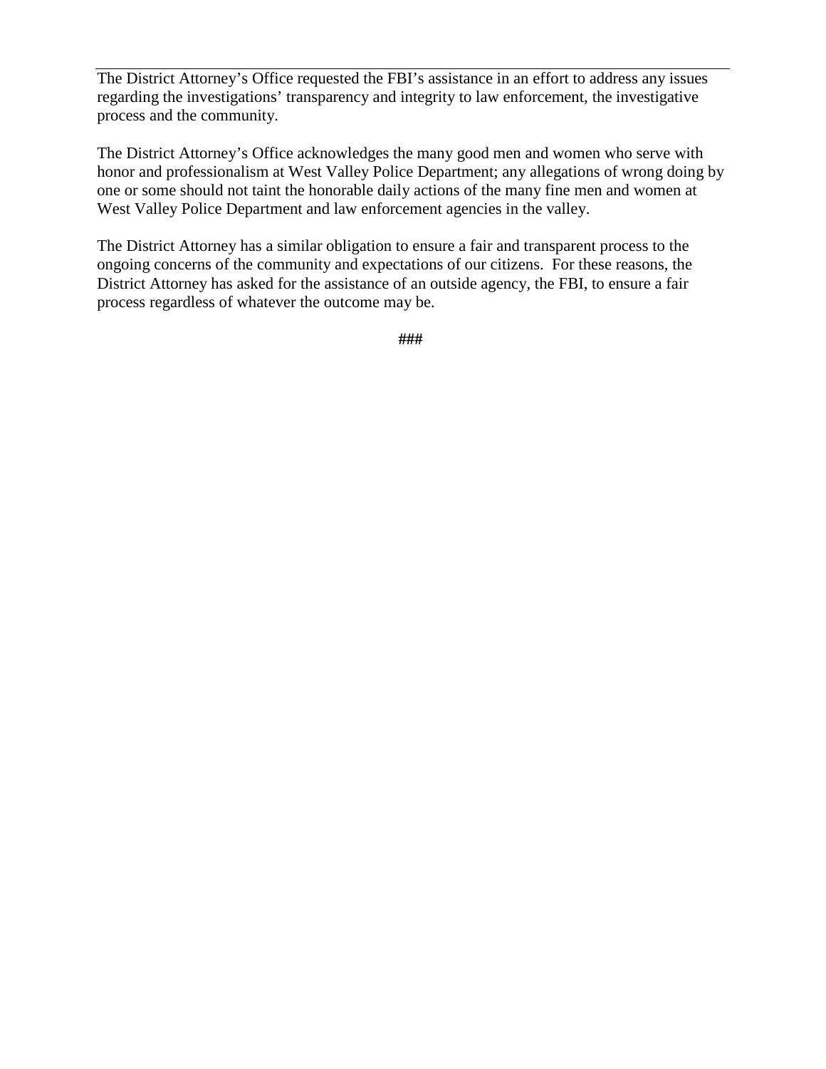The District Attorney's Office requested the FBI's assistance in an effort to address any issues regarding the investigations' transparency and integrity to law enforcement, the investigative process and the community.

The District Attorney's Office acknowledges the many good men and women who serve with honor and professionalism at West Valley Police Department; any allegations of wrong doing by one or some should not taint the honorable daily actions of the many fine men and women at West Valley Police Department and law enforcement agencies in the valley.

The District Attorney has a similar obligation to ensure a fair and transparent process to the ongoing concerns of the community and expectations of our citizens. For these reasons, the District Attorney has asked for the assistance of an outside agency, the FBI, to ensure a fair process regardless of whatever the outcome may be.

###